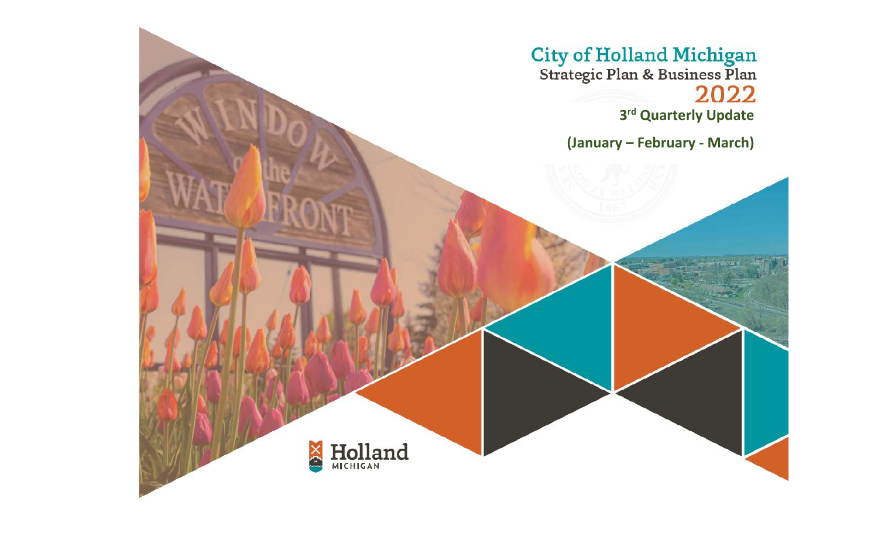# City of Holland Michigan

## Strategic Plan & Business Plan

## 2022

### 3rd Quarterly Update

**(January – February - March)**

Holland MICHIGAN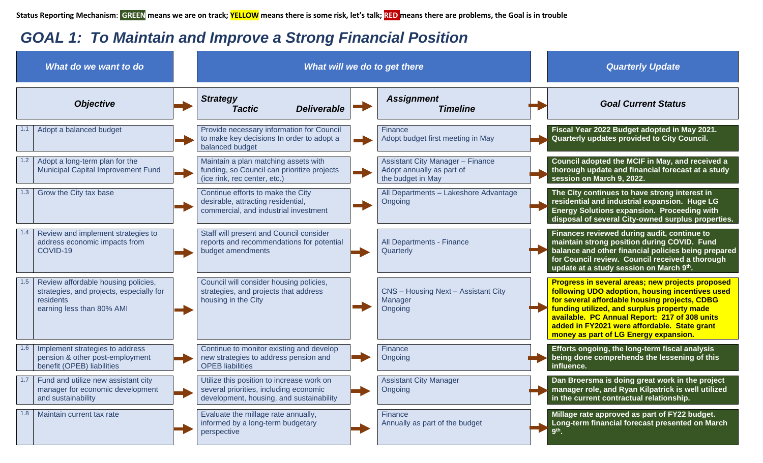**Status Reporting Mechanism**: **GREEN** means we are on track; **YELLOW** means there is some risk, let's talk; **RED** means there are problems, the Goal is in trouble

# *GOAL 1: To Maintain and Improve a Strong Financial Position*

| *What do we want to do* | | *What will we do to get there* | | *Quarterly Update* |
|---|---|---|---|---|
| ***Objective*** | | ***Strategy*** ***Tactic*** ***Deliverable*** | ***Assignment*** ***Timeline*** | ***Goal Current Status*** |
| 1.1 | Adopt a balanced budget | Provide necessary information for Council to make key decisions In order to adopt a balanced budget | Finance<br>Adopt budget first meeting in May | **Fiscal Year 2022 Budget adopted in May 2021. Quarterly updates provided to City Council.** |
| 1.2 | Adopt a long-term plan for the Municipal Capital Improvement Fund | Maintain a plan matching assets with funding, so Council can prioritize projects (ice rink, rec center, etc.) | Assistant City Manager – Finance<br>Adopt annually as part of the budget in May | **Council adopted the MCIF in May, and received a thorough update and financial forecast at a study session on March 9, 2022.** |
| 1.3 | Grow the City tax base | Continue efforts to make the City desirable, attracting residential, commercial, and industrial investment | All Departments – Lakeshore Advantage<br>Ongoing | **The City continues to have strong interest in residential and industrial expansion. Huge LG Energy Solutions expansion. Proceeding with disposal of several City-owned surplus properties.** |
| 1.4 | Review and implement strategies to address economic impacts from COVID-19 | Staff will present and Council consider reports and recommendations for potential budget amendments | All Departments - Finance<br>Quarterly | **Finances reviewed during audit, continue to maintain strong position during COVID. Fund balance and other financial policies being prepared for Council review. Council received a thorough update at a study session on March 9th.** |
| 1.5 | Review affordable housing policies, strategies, and projects, especially for residents earning less than 80% AMI | Council will consider housing policies, strategies, and projects that address housing in the City | CNS – Housing Next – Assistant City Manager<br>Ongoing | **Progress in several areas; new projects proposed following UDO adoption, housing incentives used for several affordable housing projects, CDBG funding utilized, and surplus property made available. PC Annual Report: 217 of 308 units added in FY2021 were affordable. State grant money as part of LG Energy expansion.** |
| 1.6 | Implement strategies to address pension & other post-employment benefit (OPEB) liabilities | Continue to monitor existing and develop new strategies to address pension and OPEB liabilities | Finance<br>Ongoing | **Efforts ongoing, the long-term fiscal analysis being done comprehends the lessening of this influence.** |
| 1.7 | Fund and utilize new assistant city manager for economic development and sustainability | Utilize this position to increase work on several priorities, including economic development, housing, and sustainability | Assistant City Manager<br>Ongoing | **Dan Broersma is doing great work in the project manager role, and Ryan Kilpatrick is well utilized in the current contractual relationship.** |
| 1.8 | Maintain current tax rate | Evaluate the millage rate annually, informed by a long-term budgetary perspective | Finance<br>Annually as part of the budget | **Millage rate approved as part of FY22 budget. Long-term financial forecast presented on March 9th.** |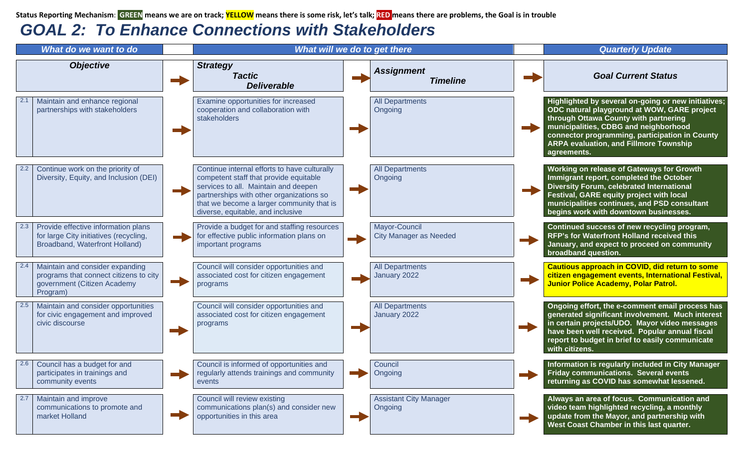**Status Reporting Mechanism**: **GREEN** means we are on track; **YELLOW** means there is some risk, let's talk; **RED** means there are problems, the Goal is in trouble

# *GOAL 2: To Enhance Connections with Stakeholders*

| *What do we want to do* | *What will we do to get there* | | *Quarterly Update* |
|---|---|---|---|
| ***Objective*** | ***Strategy / Tactic / Deliverable*** | ***Assignment / Timeline*** | ***Goal Current Status*** |
| 2.1 Maintain and enhance regional partnerships with stakeholders | Examine opportunities for increased cooperation and collaboration with stakeholders | All Departments<br>Ongoing | **Highlighted by several on-going or new initiatives; ODC natural playground at WOW, GARE project through Ottawa County with partnering municipalities, CDBG and neighborhood connector programming, participation in County ARPA evaluation, and Fillmore Township agreements.** |
| 2.2 Continue work on the priority of Diversity, Equity, and Inclusion (DEI) | Continue internal efforts to have culturally competent staff that provide equitable services to all. Maintain and deepen partnerships with other organizations so that we become a larger community that is diverse, equitable, and inclusive | All Departments<br>Ongoing | **Working on release of Gateways for Growth Immigrant report, completed the October Diversity Forum, celebrated International Festival, GARE equity project with local municipalities continues, and PSD consultant begins work with downtown businesses.** |
| 2.3 Provide effective information plans for large City initiatives (recycling, Broadband, Waterfront Holland) | Provide a budget for and staffing resources for effective public information plans on important programs | Mayor-Council<br>City Manager as Needed | **Continued success of new recycling program, RFP's for Waterfront Holland received this January, and expect to proceed on community broadband question.** |
| 2.4 Maintain and consider expanding programs that connect citizens to city government (Citizen Academy Program) | Council will consider opportunities and associated cost for citizen engagement programs | All Departments<br>January 2022 | **Cautious approach in COVID, did return to some citizen engagement events, International Festival, Junior Police Academy, Polar Patrol.** |
| 2.5 Maintain and consider opportunities for civic engagement and improved civic discourse | Council will consider opportunities and associated cost for citizen engagement programs | All Departments<br>January 2022 | **Ongoing effort, the e-comment email process has generated significant involvement. Much interest in certain projects/UDO. Mayor video messages have been well received. Popular annual fiscal report to budget in brief to easily communicate with citizens.** |
| 2.6 Council has a budget for and participates in trainings and community events | Council is informed of opportunities and regularly attends trainings and community events | Council<br>Ongoing | **Information is regularly included in City Manager Friday communications. Several events returning as COVID has somewhat lessened.** |
| 2.7 Maintain and improve communications to promote and market Holland | Council will review existing communications plan(s) and consider new opportunities in this area | Assistant City Manager<br>Ongoing | **Always an area of focus. Communication and video team highlighted recycling, a monthly update from the Mayor, and partnership with West Coast Chamber in this last quarter.** |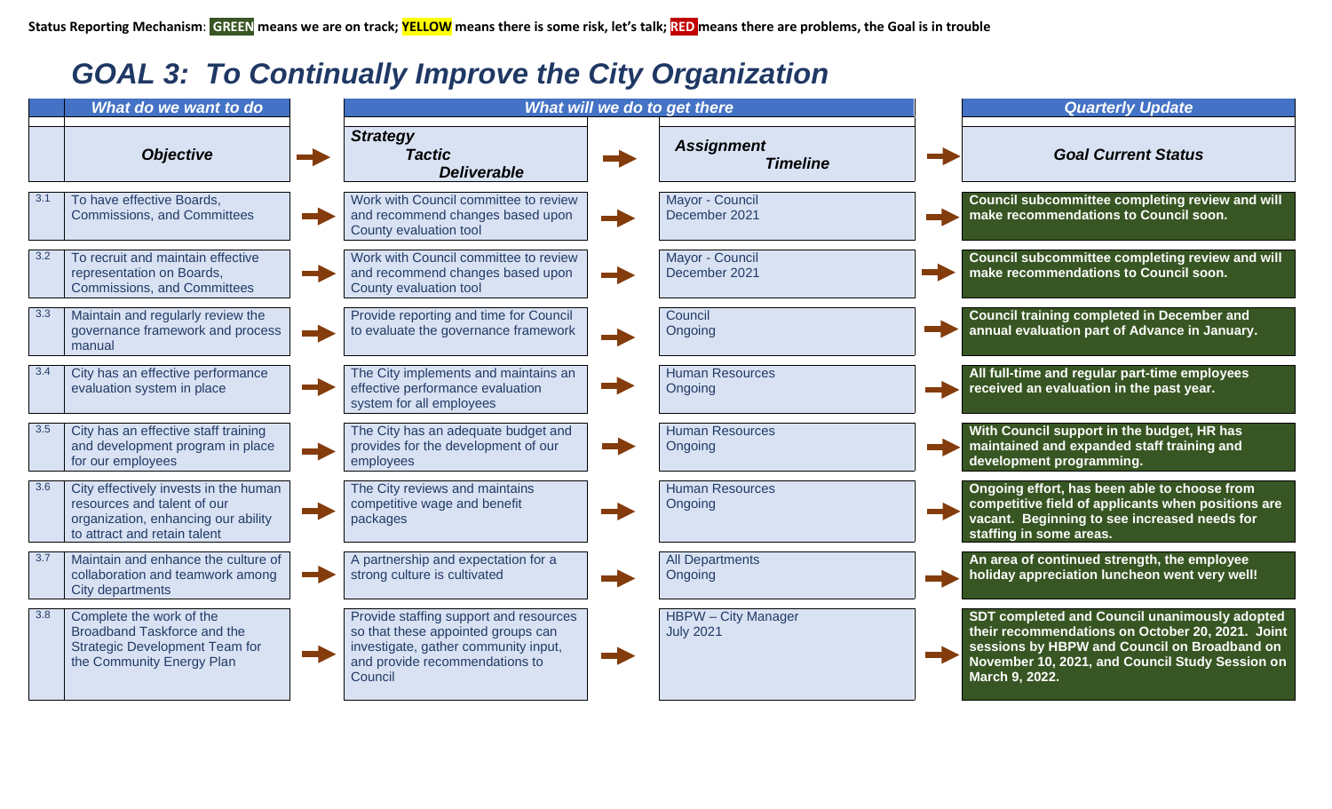**Status Reporting Mechanism**: **GREEN** means we are on track; **YELLOW** means there is some risk, let's talk; **RED** means there are problems, the Goal is in trouble

# *GOAL 3: To Continually Improve the City Organization*

| | *What do we want to do* | *What will we do to get there* | | *Quarterly Update* |
|---|---|---|---|---|
| | ***Objective*** | ***Strategy*** ***Tactic*** ***Deliverable*** | ***Assignment*** ***Timeline*** | ***Goal Current Status*** |
| 3.1 | To have effective Boards, Commissions, and Committees | Work with Council committee to review and recommend changes based upon County evaluation tool | Mayor - Council<br>December 2021 | **Council subcommittee completing review and will make recommendations to Council soon.** |
| 3.2 | To recruit and maintain effective representation on Boards, Commissions, and Committees | Work with Council committee to review and recommend changes based upon County evaluation tool | Mayor - Council<br>December 2021 | **Council subcommittee completing review and will make recommendations to Council soon.** |
| 3.3 | Maintain and regularly review the governance framework and process manual | Provide reporting and time for Council to evaluate the governance framework | Council<br>Ongoing | **Council training completed in December and annual evaluation part of Advance in January.** |
| 3.4 | City has an effective performance evaluation system in place | The City implements and maintains an effective performance evaluation system for all employees | Human Resources<br>Ongoing | **All full-time and regular part-time employees received an evaluation in the past year.** |
| 3.5 | City has an effective staff training and development program in place for our employees | The City has an adequate budget and provides for the development of our employees | Human Resources<br>Ongoing | **With Council support in the budget, HR has maintained and expanded staff training and development programming.** |
| 3.6 | City effectively invests in the human resources and talent of our organization, enhancing our ability to attract and retain talent | The City reviews and maintains competitive wage and benefit packages | Human Resources<br>Ongoing | **Ongoing effort, has been able to choose from competitive field of applicants when positions are vacant. Beginning to see increased needs for staffing in some areas.** |
| 3.7 | Maintain and enhance the culture of collaboration and teamwork among City departments | A partnership and expectation for a strong culture is cultivated | All Departments<br>Ongoing | **An area of continued strength, the employee holiday appreciation luncheon went very well!** |
| 3.8 | Complete the work of the Broadband Taskforce and the Strategic Development Team for the Community Energy Plan | Provide staffing support and resources so that these appointed groups can investigate, gather community input, and provide recommendations to Council | HBPW – City Manager<br>July 2021 | **SDT completed and Council unanimously adopted their recommendations on October 20, 2021. Joint sessions by HBPW and Council on Broadband on November 10, 2021, and Council Study Session on March 9, 2022.** |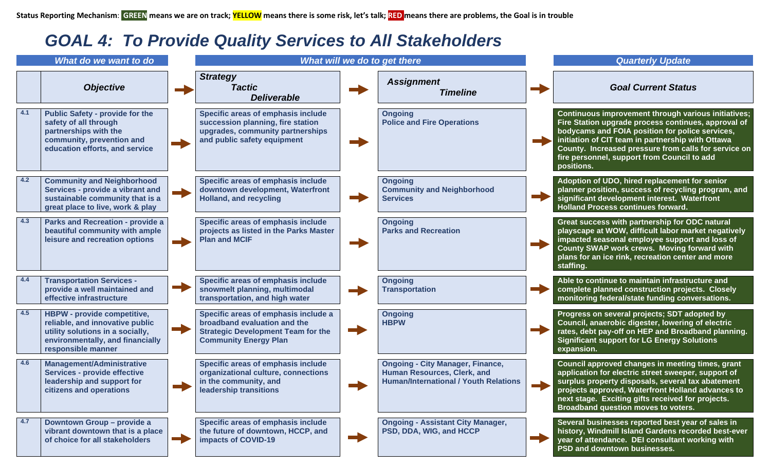**Status Reporting Mechanism**: **GREEN** means we are on track; **YELLOW** means there is some risk, let's talk; **RED** means there are problems, the Goal is in trouble

# *GOAL 4: To Provide Quality Services to All Stakeholders*

| | *What do we want to do* | *What will we do to get there* | | *Quarterly Update* |
|---|---|---|---|---|
| | ***Objective*** | ***Strategy / Tactic / Deliverable*** | ***Assignment / Timeline*** | ***Goal Current Status*** |
| 4.1 | Public Safety - provide for the safety of all through partnerships with the community, prevention and education efforts, and service | Specific areas of emphasis include succession planning, fire station upgrades, community partnerships and public safety equipment | Ongoing Police and Fire Operations | Continuous improvement through various initiatives; Fire Station upgrade process continues, approval of bodycams and FOIA position for police services, initiation of CIT team in partnership with Ottawa County. Increased pressure from calls for service on fire personnel, support from Council to add positions. |
| 4.2 | Community and Neighborhood Services - provide a vibrant and sustainable community that is a great place to live, work & play | Specific areas of emphasis include downtown development, Waterfront Holland, and recycling | Ongoing Community and Neighborhood Services | Adoption of UDO, hired replacement for senior planner position, success of recycling program, and significant development interest. Waterfront Holland Process continues forward. |
| 4.3 | Parks and Recreation - provide a beautiful community with ample leisure and recreation options | Specific areas as listed in the Parks Master Plan and MCIF | Ongoing Parks and Recreation | Great success with partnership for ODC natural playscape at WOW, difficult labor market negatively impacted seasonal employee support and loss of County SWAP work crews. Moving forward with plans for an ice rink, recreation center and more staffing. |
| 4.4 | Transportation Services - provide a well maintained and effective infrastructure | Specific areas of emphasis include snowmelt planning, multimodal transportation, and high water | Ongoing Transportation | Able to continue to maintain infrastructure and complete planned construction projects. Closely monitoring federal/state funding conversations. |
| 4.5 | HBPW - provide competitive, reliable, and innovative public utility solutions in a socially, environmentally, and financially responsible manner | Specific areas of emphasis include a broadband evaluation and the Strategic Development Team for the Community Energy Plan | Ongoing HBPW | Progress on several projects; SDT adopted by Council, anaerobic digester, lowering of electric rates, debt pay-off on HEP and Broadband planning. Significant support for LG Energy Solutions expansion. |
| 4.6 | Management/Administrative Services - provide effective leadership and support for citizens and operations | Specific areas of emphasis include organizational culture, connections in the community, and leadership transitions | Ongoing - City Manager, Finance, Human Resources, Clerk, and Human/International / Youth Relations | Council approved changes in meeting times, grant application for electric street sweeper, support of surplus property disposals, several tax abatement projects approved, Waterfront Holland advances to next stage. Exciting gifts received for projects. Broadband question moves to voters. |
| 4.7 | Downtown Group – provide a vibrant downtown that is a place of choice for all stakeholders | Specific areas of emphasis include the future of downtown, HCCP, and impacts of COVID-19 | Ongoing - Assistant City Manager, PSD, DDA, WIG, and HCCP | Several businesses reported best year of sales in history, Windmill Island Gardens recorded best-ever year of attendance. DEI consultant working with PSD and downtown businesses. |